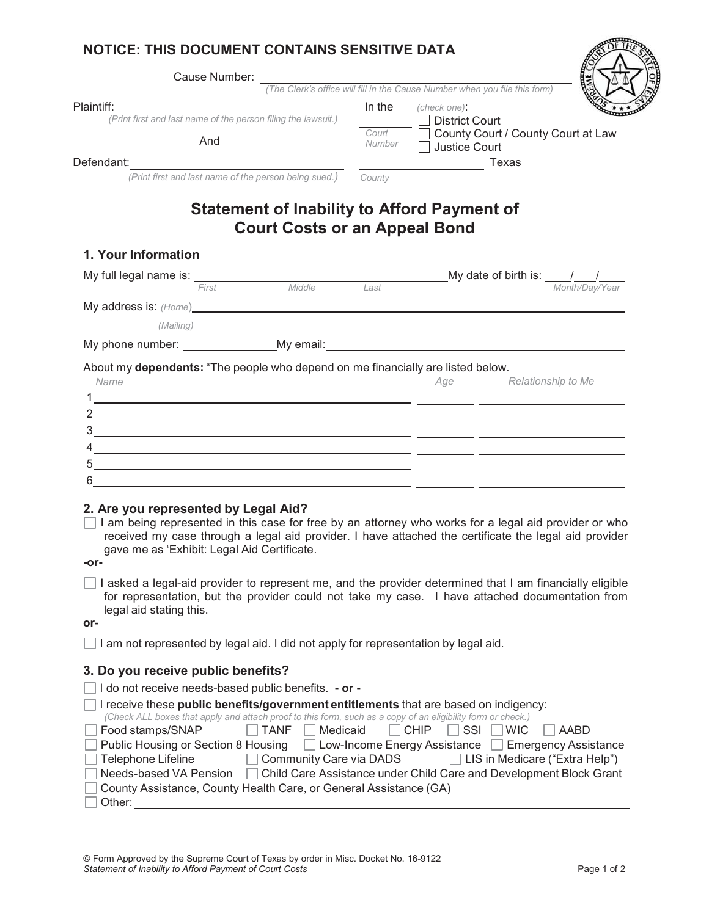**NOTICE: THIS DOCUMENT CONTAINS SENSITIVE DATA**

Cause Number: ______________________________
*(The Clerk's office will fill in the Cause Number when you file this form)*

Plaintiff: ______________________________
*(Print first and last name of the person filing the lawsuit.)*

And

Defendant: ______________________________
*(Print first and last name of the person being sued.)*

In the ________ *(check one)*:
*Court Number*

☐ District Court
☐ County Court / County Court at Law
☐ Justice Court

________________ Texas
*County*

# Statement of Inability to Afford Payment of Court Costs or an Appeal Bond

## 1. Your Information

My full legal name is: ______________________________ My date of birth is: ____/____/____
*First Middle Last* *Month/Day/Year*

My address is: *(Home)* ______________________________

*(Mailing)* ______________________________

My phone number: ______________ My email: ______________________________

About my **dependents:** "The people who depend on me financially are listed below.

| | Name | Age | Relationship to Me |
|---|---|---|---|
| 1 | | | |
| 2 | | | |
| 3 | | | |
| 4 | | | |
| 5 | | | |
| 6 | | | |

## 2. Are you represented by Legal Aid?

☐ I am being represented in this case for free by an attorney who works for a legal aid provider or who received my case through a legal aid provider. I have attached the certificate the legal aid provider gave me as 'Exhibit: Legal Aid Certificate.

**-or-**

☐ I asked a legal-aid provider to represent me, and the provider determined that I am financially eligible for representation, but the provider could not take my case. I have attached documentation from legal aid stating this.

**or-**

☐ I am not represented by legal aid. I did not apply for representation by legal aid.

## 3. Do you receive public benefits?

☐ I do not receive needs-based public benefits. **- or -**

☐ I receive these **public benefits/government entitlements** that are based on indigency:
*(Check ALL boxes that apply and attach proof to this form, such as a copy of an eligibility form or check.)*

☐ Food stamps/SNAP ☐ TANF ☐ Medicaid ☐ CHIP ☐ SSI ☐ WIC ☐ AABD
☐ Public Housing or Section 8 Housing ☐ Low-Income Energy Assistance ☐ Emergency Assistance
☐ Telephone Lifeline ☐ Community Care via DADS ☐ LIS in Medicare ("Extra Help")
☐ Needs-based VA Pension ☐ Child Care Assistance under Child Care and Development Block Grant
☐ County Assistance, County Health Care, or General Assistance (GA)
☐ Other: ______________________________

© Form Approved by the Supreme Court of Texas by order in Misc. Docket No. 16-9122
*Statement of Inability to Afford Payment of Court Costs*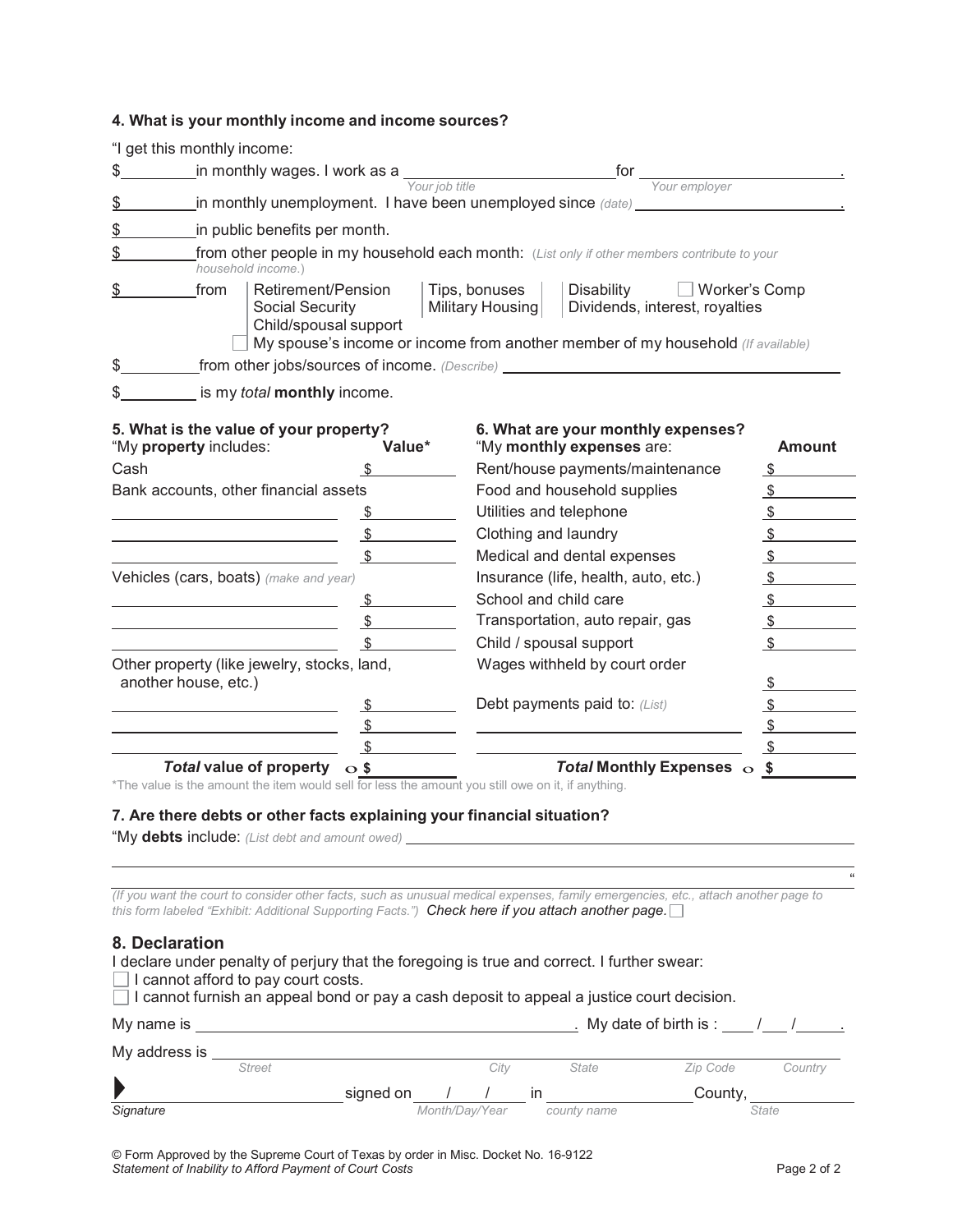**4. What is your monthly income and income sources?**

"I get this monthly income:

$\_\_\_\_\_\_\_\_ in monthly wages. I work as a \_\_\_\_\_\_\_\_\_\_\_\_\_\_\_\_\_\_\_\_ (*Your job title*) for \_\_\_\_\_\_\_\_\_\_\_\_\_\_\_\_\_\_\_\_ (*Your employer*).

$\_\_\_\_\_\_\_\_ in monthly unemployment. I have been unemployed since *(date)* \_\_\_\_\_\_\_\_\_\_\_\_\_\_\_\_\_\_\_\_.

$\_\_\_\_\_\_\_\_ in public benefits per month.

$\_\_\_\_\_\_\_\_ from other people in my household each month: (*List only if other members contribute to your household income.*)

$\_\_\_\_\_\_\_\_ from | Retirement/Pension | Tips, bonuses | Disability | ☐ Worker's Comp | Social Security | Military Housing | Dividends, interest, royalties | Child/spousal support

☐ My spouse's income or income from another member of my household *(If available)*

$\_\_\_\_\_\_\_\_ from other jobs/sources of income. *(Describe)* \_\_\_\_\_\_\_\_\_\_\_\_\_\_\_\_\_\_\_\_

$\_\_\_\_\_\_\_\_ is my *total* **monthly** income.

**5. What is the value of your property?**

| "My **property** includes: | **Value*** |
|---|---|
| Cash | $ |
| Bank accounts, other financial assets | |
| | $ |
| | $ |
| | $ |
| Vehicles (cars, boats) *(make and year)* | |
| | $ |
| | $ |
| | $ |
| Other property (like jewelry, stocks, land, another house, etc.) | |
| | $ |
| | $ |
| | $ |
| ***Total* value of property** | $ |

*The value is the amount the item would sell for less the amount you still owe on it, if anything.

**6. What are your monthly expenses?**

| "My **monthly expenses** are: | **Amount** |
|---|---|
| Rent/house payments/maintenance | $ |
| Food and household supplies | $ |
| Utilities and telephone | $ |
| Clothing and laundry | $ |
| Medical and dental expenses | $ |
| Insurance (life, health, auto, etc.) | $ |
| School and child care | $ |
| Transportation, auto repair, gas | $ |
| Child / spousal support | $ |
| Wages withheld by court order | $ |
| Debt payments paid to: *(List)* | $ |
| | $ |
| | $ |
| ***Total* Monthly Expenses** | $ |

**7. Are there debts or other facts explaining your financial situation?**

"My **debts** include: *(List debt and amount owed)* \_\_\_\_\_\_\_\_\_\_\_\_\_\_\_\_\_\_\_\_

\_\_\_\_\_\_\_\_\_\_\_\_\_\_\_\_\_\_\_\_"

*(If you want the court to consider other facts, such as unusual medical expenses, family emergencies, etc., attach another page to this form labeled "Exhibit: Additional Supporting Facts.")* *Check here if you attach another page.* ☐

## 8. Declaration

I declare under penalty of perjury that the foregoing is true and correct. I further swear:

☐ I cannot afford to pay court costs.

☐ I cannot furnish an appeal bond or pay a cash deposit to appeal a justice court decision.

My name is \_\_\_\_\_\_\_\_\_\_\_\_\_\_\_\_\_\_\_\_. My date of birth is : \_\_\_\_ / \_\_\_ / \_\_\_\_\_.

My address is \_\_\_\_\_\_\_\_\_\_\_\_\_\_\_\_\_\_\_\_ (*Street*, *City*, *State*, *Zip Code*, *Country*)

\_\_\_\_\_\_\_\_\_\_\_\_\_\_\_\_\_\_\_\_ signed on \_\_\_ / \_\_\_ / \_\_\_ in \_\_\_\_\_\_\_\_\_\_\_\_\_\_\_\_ County, \_\_\_\_\_\_\_\_\_\_

*Signature* *Month/Day/Year* *county name* *State*

© Form Approved by the Supreme Court of Texas by order in Misc. Docket No. 16-9122

*Statement of Inability to Afford Payment of Court Costs*